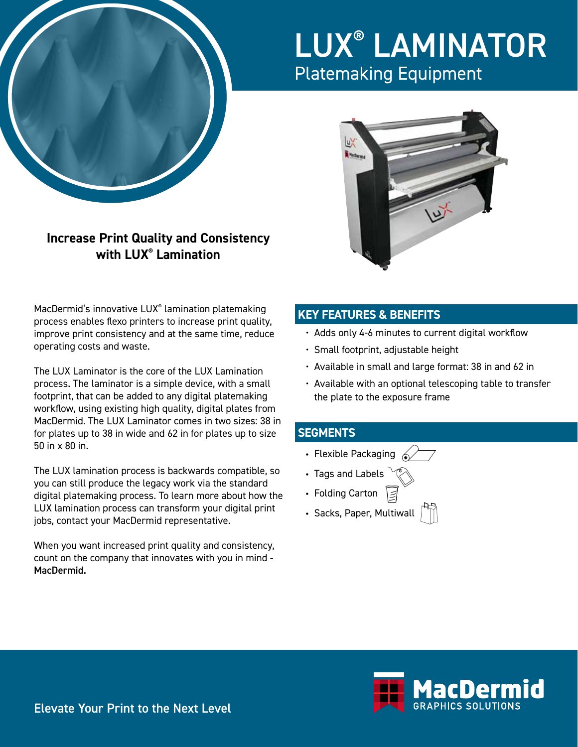# LUX® LAMINATOR

## Platemaking Equipment

### Increase Print Quality and Consistency with LUX® Lamination

MacDermid's innovative LUX® lamination platemaking process enables flexo printers to increase print quality, improve print consistency and at the same time, reduce operating costs and waste.

The LUX Laminator is the core of the LUX Lamination process. The laminator is a simple device, with a small footprint, that can be added to any digital platemaking workflow, using existing high quality, digital plates from MacDermid. The LUX Laminator comes in two sizes: 38 in for plates up to 38 in wide and 62 in for plates up to size 50 in x 80 in.

The LUX lamination process is backwards compatible, so you can still produce the legacy work via the standard digital platemaking process. To learn more about how the LUX lamination process can transform your digital print jobs, contact your MacDermid representative.

When you want increased print quality and consistency, count on the company that innovates with you in mind - **MacDermid.**

## KEY FEATURES & BENEFITS

- Adds only 4-6 minutes to current digital workflow
- Small footprint, adjustable height
- Available in small and large format: 38 in and 62 in
- Available with an optional telescoping table to transfer the plate to the exposure frame

## SEGMENTS

- Flexible Packaging
- Tags and Labels
- Folding Carton
- Sacks, Paper, Multiwall

Elevate Your Print to the Next Level

MacDermid GRAPHICS SOLUTIONS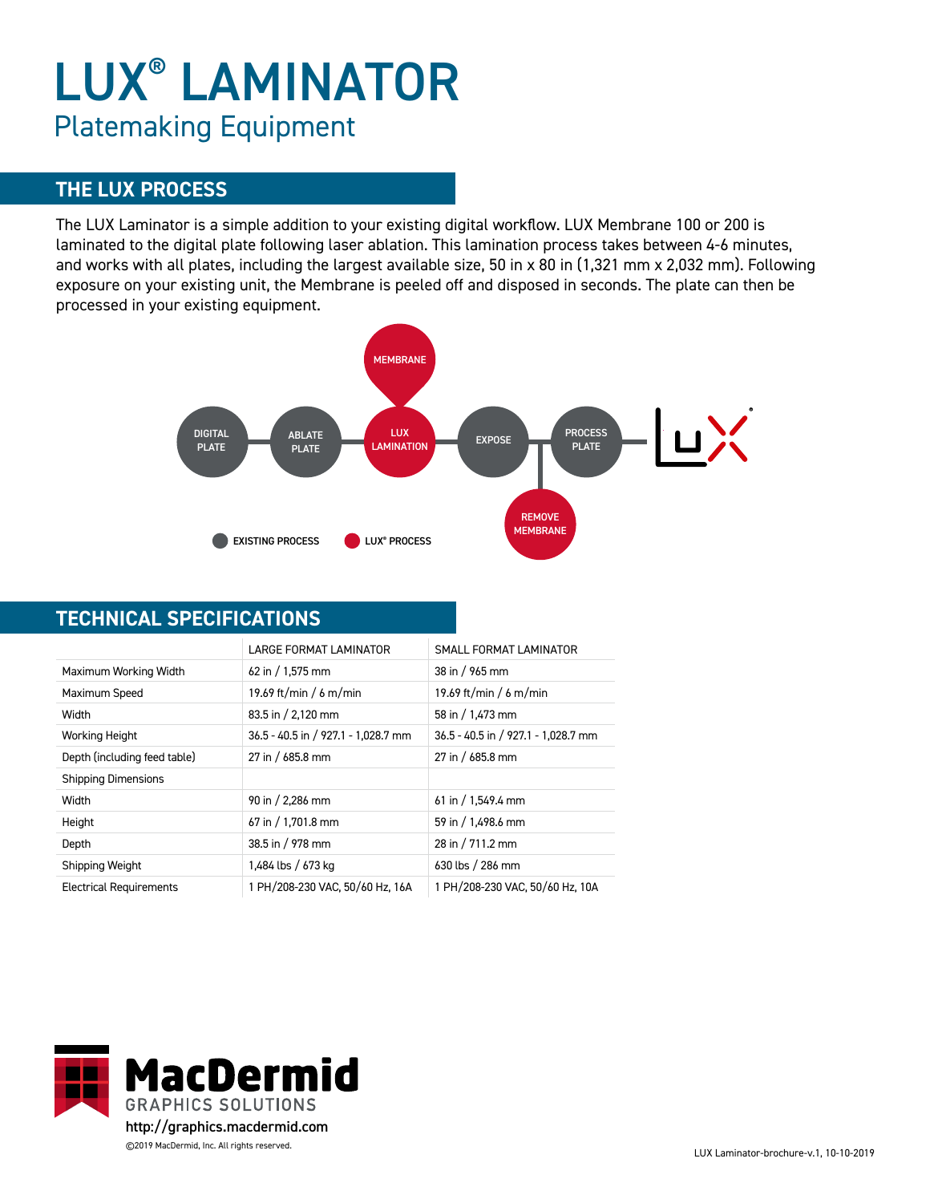# LUX® LAMINATOR

## Platemaking Equipment

## THE LUX PROCESS

The LUX Laminator is a simple addition to your existing digital workflow. LUX Membrane 100 or 200 is laminated to the digital plate following laser ablation. This lamination process takes between 4-6 minutes, and works with all plates, including the largest available size, 50 in x 80 in (1,321 mm x 2,032 mm). Following exposure on your existing unit, the Membrane is peeled off and disposed in seconds. The plate can then be processed in your existing equipment.

MEMBRANE

DIGITAL PLATE

ABLATE PLATE

LUX LAMINATION

EXPOSE

PROCESS PLATE

REMOVE MEMBRANE

EXISTING PROCESS

LUX® PROCESS

## TECHNICAL SPECIFICATIONS

| | LARGE FORMAT LAMINATOR | SMALL FORMAT LAMINATOR |
|---|---|---|
| Maximum Working Width | 62 in / 1,575 mm | 38 in / 965 mm |
| Maximum Speed | 19.69 ft/min / 6 m/min | 19.69 ft/min / 6 m/min |
| Width | 83.5 in / 2,120 mm | 58 in / 1,473 mm |
| Working Height | 36.5 - 40.5 in / 927.1 - 1,028.7 mm | 36.5 - 40.5 in / 927.1 - 1,028.7 mm |
| Depth (including feed table) | 27 in / 685.8 mm | 27 in / 685.8 mm |
| Shipping Dimensions | | |
| Width | 90 in / 2,286 mm | 61 in / 1,549.4 mm |
| Height | 67 in / 1,701.8 mm | 59 in / 1,498.6 mm |
| Depth | 38.5 in / 978 mm | 28 in / 711.2 mm |
| Shipping Weight | 1,484 lbs / 673 kg | 630 lbs / 286 mm |
| Electrical Requirements | 1 PH/208-230 VAC, 50/60 Hz, 16A | 1 PH/208-230 VAC, 50/60 Hz, 10A |

MacDermid GRAPHICS SOLUTIONS

http://graphics.macdermid.com

©2019 MacDermid, Inc. All rights reserved.

LUX Laminator-brochure-v.1, 10-10-2019